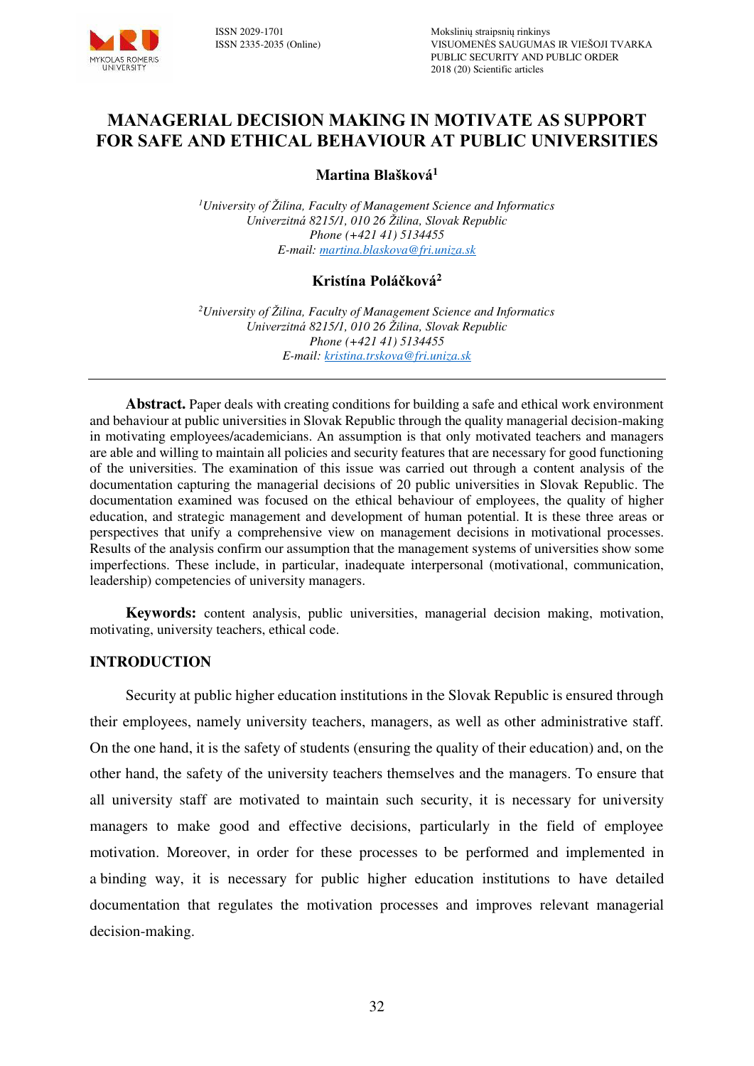# MANAGERIAL DECISION MAKING IN MOTIVATE AS SUPPORT FOR SAFE AND ETHICAL BEHAVIOUR AT PUBLIC UNIVERSITIES

**Martina Blašková**[1]

*[1]University of Žilina, Faculty of Management Science and Informatics*
*Univerzitná 8215/1, 010 26 Žilina, Slovak Republic*
*Phone (+421 41) 5134455*
*E-mail: martina.blaskova@fri.uniza.sk*

**Kristína Poláčková**[2]

*[2]University of Žilina, Faculty of Management Science and Informatics*
*Univerzitná 8215/1, 010 26 Žilina, Slovak Republic*
*Phone (+421 41) 5134455*
*E-mail: kristina.trskova@fri.uniza.sk*

---

**Abstract.** Paper deals with creating conditions for building a safe and ethical work environment and behaviour at public universities in Slovak Republic through the quality managerial decision-making in motivating employees/academicians. An assumption is that only motivated teachers and managers are able and willing to maintain all policies and security features that are necessary for good functioning of the universities. The examination of this issue was carried out through a content analysis of the documentation capturing the managerial decisions of 20 public universities in Slovak Republic. The documentation examined was focused on the ethical behaviour of employees, the quality of higher education, and strategic management and development of human potential. It is these three areas or perspectives that unify a comprehensive view on management decisions in motivational processes. Results of the analysis confirm our assumption that the management systems of universities show some imperfections. These include, in particular, inadequate interpersonal (motivational, communication, leadership) competencies of university managers.

**Keywords:** content analysis, public universities, managerial decision making, motivation, motivating, university teachers, ethical code.

## INTRODUCTION

Security at public higher education institutions in the Slovak Republic is ensured through their employees, namely university teachers, managers, as well as other administrative staff. On the one hand, it is the safety of students (ensuring the quality of their education) and, on the other hand, the safety of the university teachers themselves and the managers. To ensure that all university staff are motivated to maintain such security, it is necessary for university managers to make good and effective decisions, particularly in the field of employee motivation. Moreover, in order for these processes to be performed and implemented in a binding way, it is necessary for public higher education institutions to have detailed documentation that regulates the motivation processes and improves relevant managerial decision-making.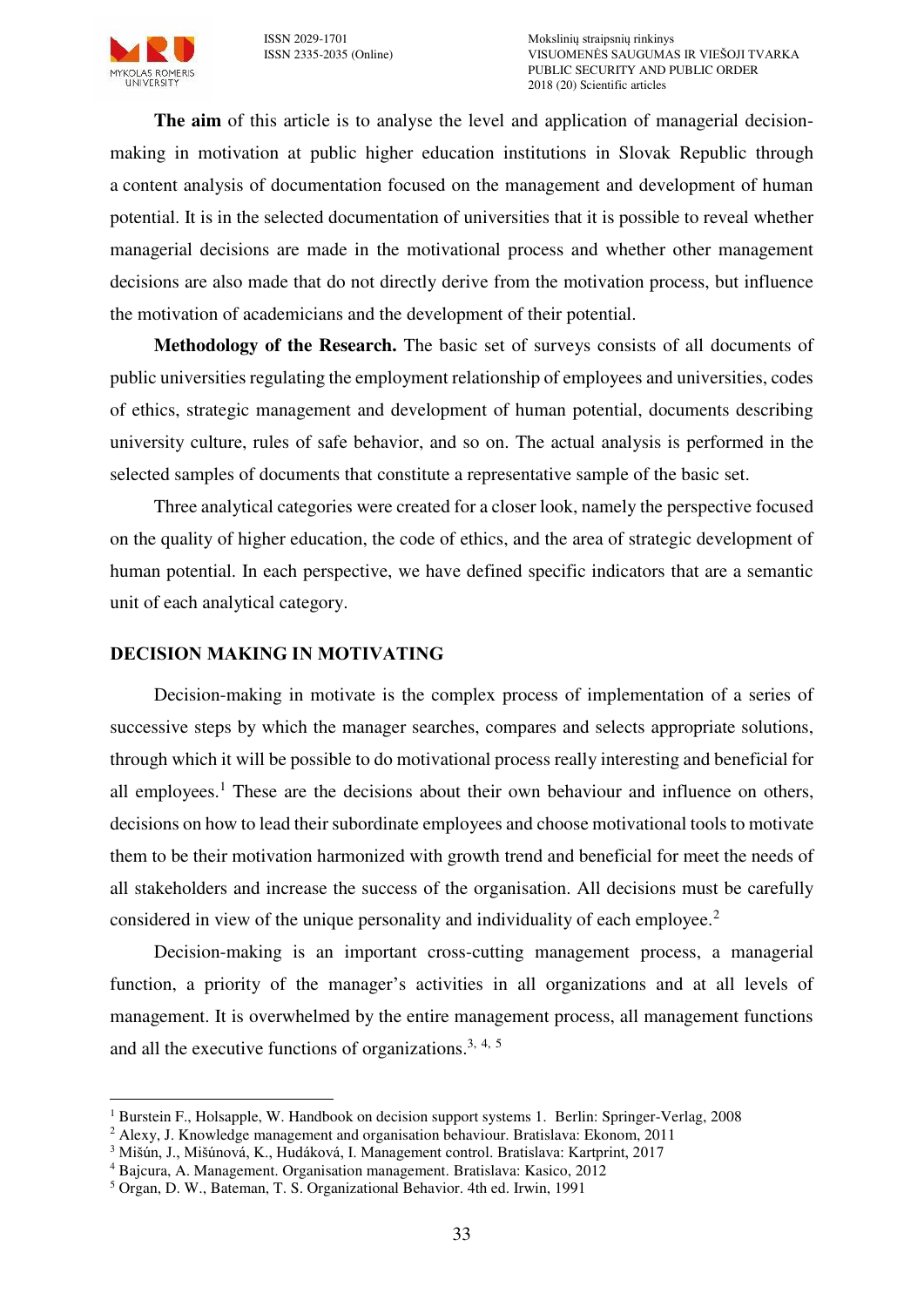**The aim** of this article is to analyse the level and application of managerial decision-making in motivation at public higher education institutions in Slovak Republic through a content analysis of documentation focused on the management and development of human potential. It is in the selected documentation of universities that it is possible to reveal whether managerial decisions are made in the motivational process and whether other management decisions are also made that do not directly derive from the motivation process, but influence the motivation of academicians and the development of their potential.

**Methodology of the Research.** The basic set of surveys consists of all documents of public universities regulating the employment relationship of employees and universities, codes of ethics, strategic management and development of human potential, documents describing university culture, rules of safe behavior, and so on. The actual analysis is performed in the selected samples of documents that constitute a representative sample of the basic set.

Three analytical categories were created for a closer look, namely the perspective focused on the quality of higher education, the code of ethics, and the area of strategic development of human potential. In each perspective, we have defined specific indicators that are a semantic unit of each analytical category.

## DECISION MAKING IN MOTIVATING

Decision-making in motivate is the complex process of implementation of a series of successive steps by which the manager searches, compares and selects appropriate solutions, through which it will be possible to do motivational process really interesting and beneficial for all employees.[1] These are the decisions about their own behaviour and influence on others, decisions on how to lead their subordinate employees and choose motivational tools to motivate them to be their motivation harmonized with growth trend and beneficial for meet the needs of all stakeholders and increase the success of the organisation. All decisions must be carefully considered in view of the unique personality and individuality of each employee.[2]

Decision-making is an important cross-cutting management process, a managerial function, a priority of the manager's activities in all organizations and at all levels of management. It is overwhelmed by the entire management process, all management functions and all the executive functions of organizations.[3, 4, 5]

---

[1] Burstein F., Holsapple, W. Handbook on decision support systems 1. Berlin: Springer-Verlag, 2008

[2] Alexy, J. Knowledge management and organisation behaviour. Bratislava: Ekonom, 2011

[3] Mišún, J., Mišúnová, K., Hudáková, I. Management control. Bratislava: Kartprint, 2017

[4] Bajcura, A. Management. Organisation management. Bratislava: Kasico, 2012

[5] Organ, D. W., Bateman, T. S. Organizational Behavior. 4th ed. Irwin, 1991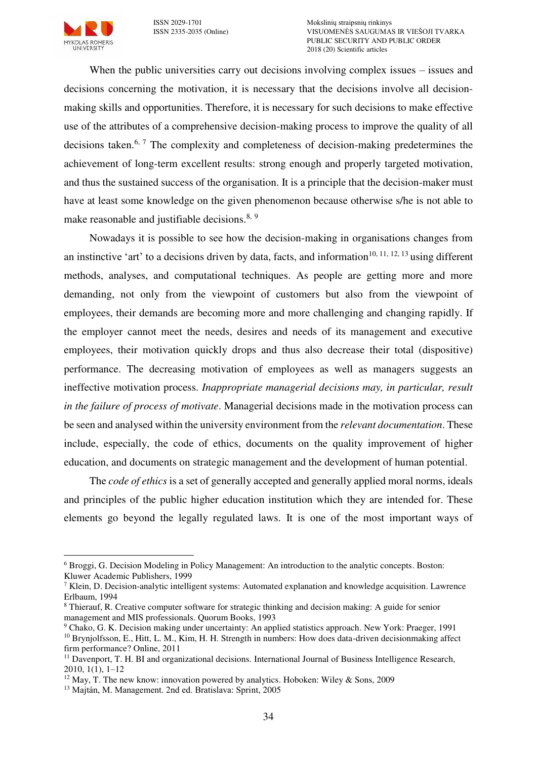When the public universities carry out decisions involving complex issues – issues and decisions concerning the motivation, it is necessary that the decisions involve all decision-making skills and opportunities. Therefore, it is necessary for such decisions to make effective use of the attributes of a comprehensive decision-making process to improve the quality of all decisions taken.[6, 7] The complexity and completeness of decision-making predetermines the achievement of long-term excellent results: strong enough and properly targeted motivation, and thus the sustained success of the organisation. It is a principle that the decision-maker must have at least some knowledge on the given phenomenon because otherwise s/he is not able to make reasonable and justifiable decisions.[8, 9]

Nowadays it is possible to see how the decision-making in organisations changes from an instinctive 'art' to a decisions driven by data, facts, and information[10, 11, 12, 13] using different methods, analyses, and computational techniques. As people are getting more and more demanding, not only from the viewpoint of customers but also from the viewpoint of employees, their demands are becoming more and more challenging and changing rapidly. If the employer cannot meet the needs, desires and needs of its management and executive employees, their motivation quickly drops and thus also decrease their total (dispositive) performance. The decreasing motivation of employees as well as managers suggests an ineffective motivation process. *Inappropriate managerial decisions may, in particular, result in the failure of process of motivate*. Managerial decisions made in the motivation process can be seen and analysed within the university environment from the *relevant documentation*. These include, especially, the code of ethics, documents on the quality improvement of higher education, and documents on strategic management and the development of human potential.

The *code of ethics* is a set of generally accepted and generally applied moral norms, ideals and principles of the public higher education institution which they are intended for. These elements go beyond the legally regulated laws. It is one of the most important ways of

---

[6] Broggi, G. Decision Modeling in Policy Management: An introduction to the analytic concepts. Boston: Kluwer Academic Publishers, 1999

[7] Klein, D. Decision-analytic intelligent systems: Automated explanation and knowledge acquisition. Lawrence Erlbaum, 1994

[8] Thierauf, R. Creative computer software for strategic thinking and decision making: A guide for senior management and MIS professionals. Quorum Books, 1993

[9] Chako, G. K. Decision making under uncertainty: An applied statistics approach. New York: Praeger, 1991

[10] Brynjolfsson, E., Hitt, L. M., Kim, H. H. Strength in numbers: How does data-driven decisionmaking affect firm performance? Online, 2011

[11] Davenport, T. H. BI and organizational decisions. International Journal of Business Intelligence Research, 2010, 1(1), 1–12

[12] May, T. The new know: innovation powered by analytics. Hoboken: Wiley & Sons, 2009

[13] Majtán, M. Management. 2nd ed. Bratislava: Sprint, 2005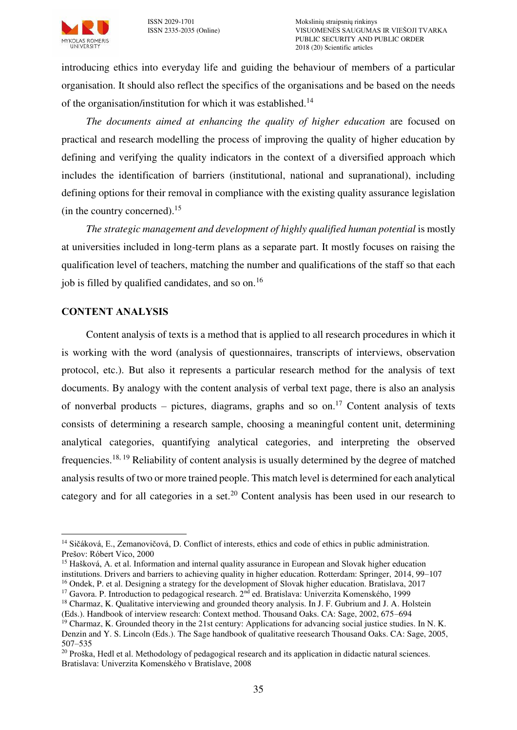introducing ethics into everyday life and guiding the behaviour of members of a particular organisation. It should also reflect the specifics of the organisations and be based on the needs of the organisation/institution for which it was established.[14]

*The documents aimed at enhancing the quality of higher education* are focused on practical and research modelling the process of improving the quality of higher education by defining and verifying the quality indicators in the context of a diversified approach which includes the identification of barriers (institutional, national and supranational), including defining options for their removal in compliance with the existing quality assurance legislation (in the country concerned).[15]

*The strategic management and development of highly qualified human potential* is mostly at universities included in long-term plans as a separate part. It mostly focuses on raising the qualification level of teachers, matching the number and qualifications of the staff so that each job is filled by qualified candidates, and so on.[16]

## CONTENT ANALYSIS

Content analysis of texts is a method that is applied to all research procedures in which it is working with the word (analysis of questionnaires, transcripts of interviews, observation protocol, etc.). But also it represents a particular research method for the analysis of text documents. By analogy with the content analysis of verbal text page, there is also an analysis of nonverbal products – pictures, diagrams, graphs and so on.[17] Content analysis of texts consists of determining a research sample, choosing a meaningful content unit, determining analytical categories, quantifying analytical categories, and interpreting the observed frequencies.[18, 19] Reliability of content analysis is usually determined by the degree of matched analysis results of two or more trained people. This match level is determined for each analytical category and for all categories in a set.[20] Content analysis has been used in our research to

---

[14] Sičáková, E., Zemanovičová, D. Conflict of interests, ethics and code of ethics in public administration. Prešov: Róbert Vico, 2000

[15] Hašková, A. et al. Information and internal quality assurance in European and Slovak higher education institutions. Drivers and barriers to achieving quality in higher education. Rotterdam: Springer, 2014, 99–107

[16] Ondek, P. et al. Designing a strategy for the development of Slovak higher education. Bratislava, 2017

[17] Gavora. P. Introduction to pedagogical research. 2nd ed. Bratislava: Univerzita Komenského, 1999

[18] Charmaz, K. Qualitative interviewing and grounded theory analysis. In J. F. Gubrium and J. A. Holstein (Eds.). Handbook of interview research: Context method. Thousand Oaks. CA: Sage, 2002, 675–694

[19] Charmaz, K. Grounded theory in the 21st century: Applications for advancing social justice studies. In N. K. Denzin and Y. S. Lincoln (Eds.). The Sage handbook of qualitative reesearch Thousand Oaks. CA: Sage, 2005, 507–535

[20] Proška, Hedl et al. Methodology of pedagogical research and its application in didactic natural sciences. Bratislava: Univerzita Komenského v Bratislave, 2008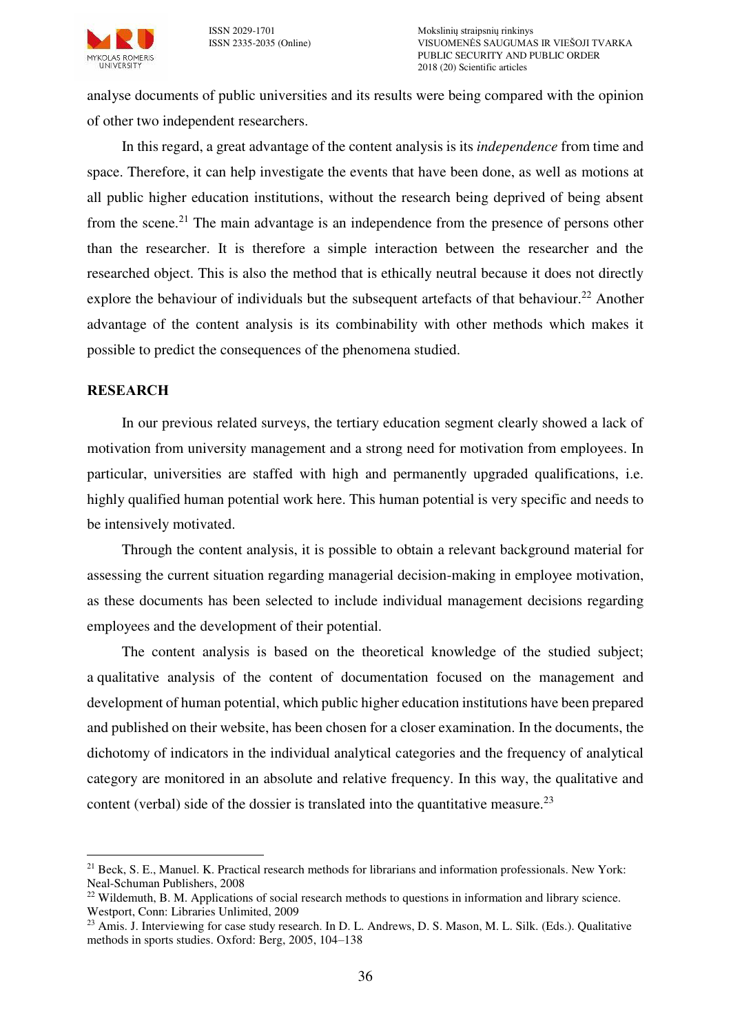analyse documents of public universities and its results were being compared with the opinion of other two independent researchers.

In this regard, a great advantage of the content analysis is its *independence* from time and space. Therefore, it can help investigate the events that have been done, as well as motions at all public higher education institutions, without the research being deprived of being absent from the scene.[21] The main advantage is an independence from the presence of persons other than the researcher. It is therefore a simple interaction between the researcher and the researched object. This is also the method that is ethically neutral because it does not directly explore the behaviour of individuals but the subsequent artefacts of that behaviour.[22] Another advantage of the content analysis is its combinability with other methods which makes it possible to predict the consequences of the phenomena studied.

## RESEARCH

In our previous related surveys, the tertiary education segment clearly showed a lack of motivation from university management and a strong need for motivation from employees. In particular, universities are staffed with high and permanently upgraded qualifications, i.e. highly qualified human potential work here. This human potential is very specific and needs to be intensively motivated.

Through the content analysis, it is possible to obtain a relevant background material for assessing the current situation regarding managerial decision-making in employee motivation, as these documents has been selected to include individual management decisions regarding employees and the development of their potential.

The content analysis is based on the theoretical knowledge of the studied subject; a qualitative analysis of the content of documentation focused on the management and development of human potential, which public higher education institutions have been prepared and published on their website, has been chosen for a closer examination. In the documents, the dichotomy of indicators in the individual analytical categories and the frequency of analytical category are monitored in an absolute and relative frequency. In this way, the qualitative and content (verbal) side of the dossier is translated into the quantitative measure.[23]

---

[21] Beck, S. E., Manuel. K. Practical research methods for librarians and information professionals. New York: Neal-Schuman Publishers, 2008

[22] Wildemuth, B. M. Applications of social research methods to questions in information and library science. Westport, Conn: Libraries Unlimited, 2009

[23] Amis. J. Interviewing for case study research. In D. L. Andrews, D. S. Mason, M. L. Silk. (Eds.). Qualitative methods in sports studies. Oxford: Berg, 2005, 104–138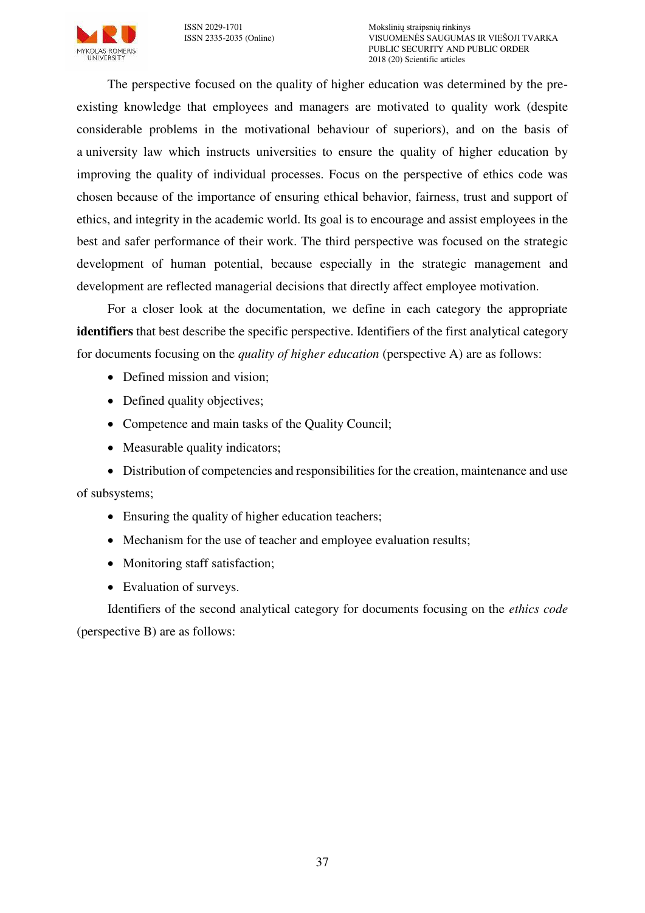The perspective focused on the quality of higher education was determined by the pre-existing knowledge that employees and managers are motivated to quality work (despite considerable problems in the motivational behaviour of superiors), and on the basis of a university law which instructs universities to ensure the quality of higher education by improving the quality of individual processes. Focus on the perspective of ethics code was chosen because of the importance of ensuring ethical behavior, fairness, trust and support of ethics, and integrity in the academic world. Its goal is to encourage and assist employees in the best and safer performance of their work. The third perspective was focused on the strategic development of human potential, because especially in the strategic management and development are reflected managerial decisions that directly affect employee motivation.

For a closer look at the documentation, we define in each category the appropriate **identifiers** that best describe the specific perspective. Identifiers of the first analytical category for documents focusing on the *quality of higher education* (perspective A) are as follows:

- Defined mission and vision;
- Defined quality objectives;
- Competence and main tasks of the Quality Council;
- Measurable quality indicators;
- Distribution of competencies and responsibilities for the creation, maintenance and use of subsystems;
- Ensuring the quality of higher education teachers;
- Mechanism for the use of teacher and employee evaluation results;
- Monitoring staff satisfaction;
- Evaluation of surveys.

Identifiers of the second analytical category for documents focusing on the *ethics code* (perspective B) are as follows: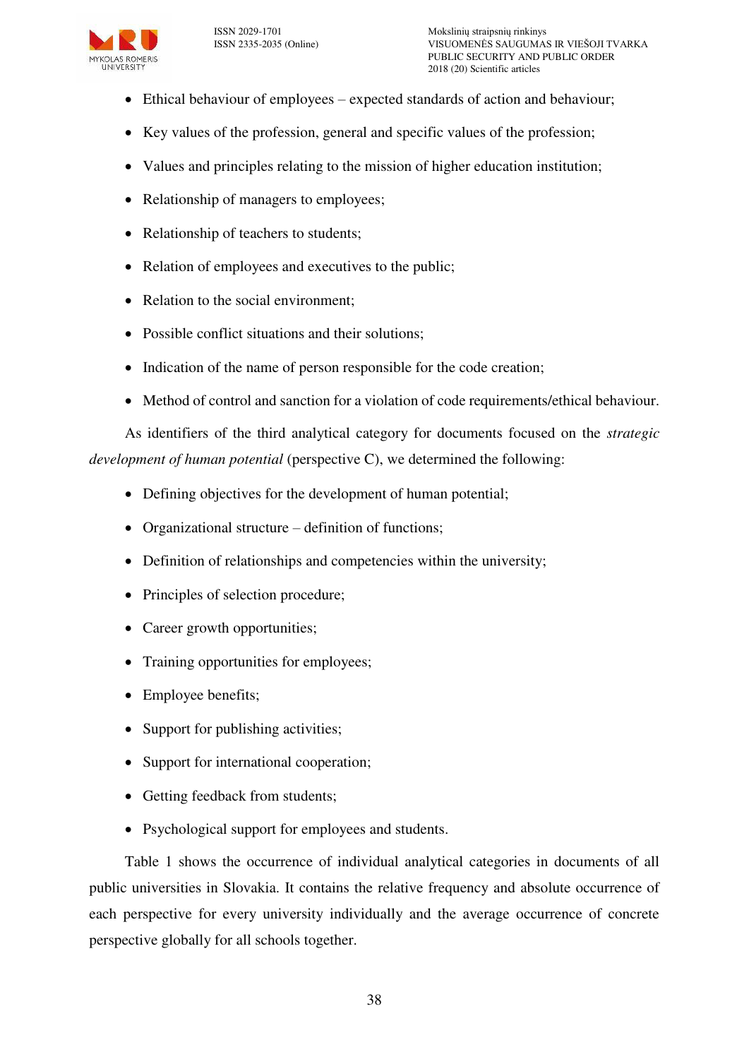- Ethical behaviour of employees – expected standards of action and behaviour;
- Key values of the profession, general and specific values of the profession;
- Values and principles relating to the mission of higher education institution;
- Relationship of managers to employees;
- Relationship of teachers to students;
- Relation of employees and executives to the public;
- Relation to the social environment;
- Possible conflict situations and their solutions;
- Indication of the name of person responsible for the code creation;
- Method of control and sanction for a violation of code requirements/ethical behaviour.

As identifiers of the third analytical category for documents focused on the *strategic development of human potential* (perspective C), we determined the following:

- Defining objectives for the development of human potential;
- Organizational structure – definition of functions;
- Definition of relationships and competencies within the university;
- Principles of selection procedure;
- Career growth opportunities;
- Training opportunities for employees;
- Employee benefits;
- Support for publishing activities;
- Support for international cooperation;
- Getting feedback from students;
- Psychological support for employees and students.

Table 1 shows the occurrence of individual analytical categories in documents of all public universities in Slovakia. It contains the relative frequency and absolute occurrence of each perspective for every university individually and the average occurrence of concrete perspective globally for all schools together.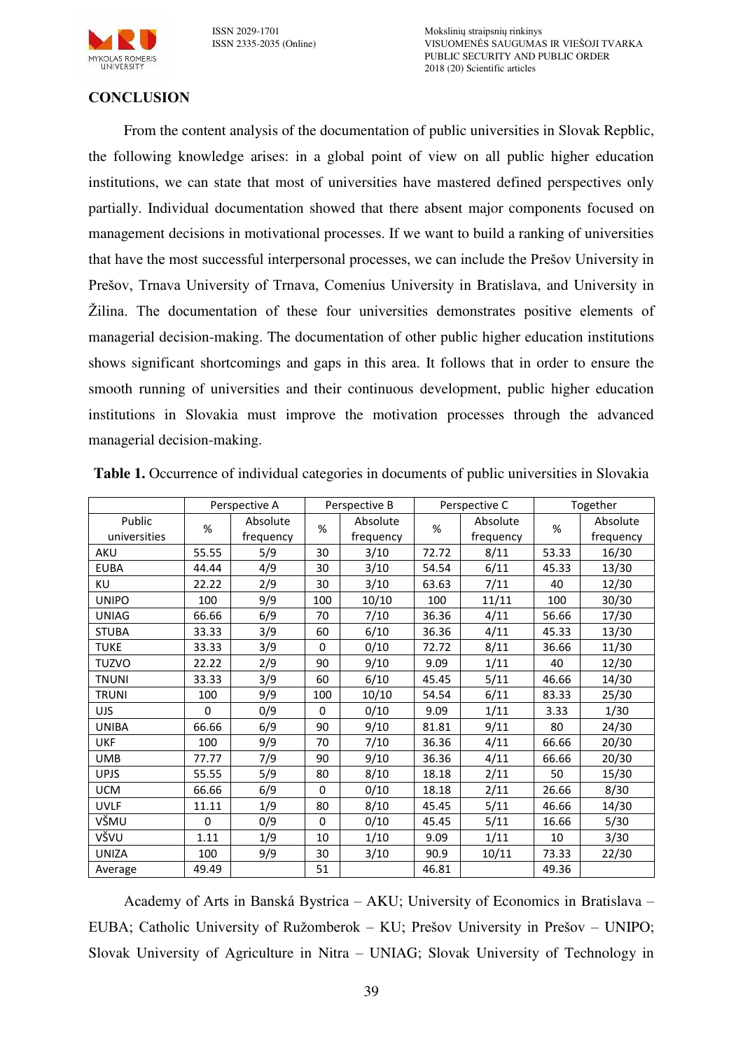## CONCLUSION

From the content analysis of the documentation of public universities in Slovak Repblic, the following knowledge arises: in a global point of view on all public higher education institutions, we can state that most of universities have mastered defined perspectives only partially. Individual documentation showed that there absent major components focused on management decisions in motivational processes. If we want to build a ranking of universities that have the most successful interpersonal processes, we can include the Prešov University in Prešov, Trnava University of Trnava, Comenius University in Bratislava, and University in Žilina. The documentation of these four universities demonstrates positive elements of managerial decision-making. The documentation of other public higher education institutions shows significant shortcomings and gaps in this area. It follows that in order to ensure the smooth running of universities and their continuous development, public higher education institutions in Slovakia must improve the motivation processes through the advanced managerial decision-making.

**Table 1.** Occurrence of individual categories in documents of public universities in Slovakia

| | Perspective A | | Perspective B | | Perspective C | | Together | |
|---|---|---|---|---|---|---|---|---|
| Public universities | % | Absolute frequency | % | Absolute frequency | % | Absolute frequency | % | Absolute frequency |
| AKU | 55.55 | 5/9 | 30 | 3/10 | 72.72 | 8/11 | 53.33 | 16/30 |
| EUBA | 44.44 | 4/9 | 30 | 3/10 | 54.54 | 6/11 | 45.33 | 13/30 |
| KU | 22.22 | 2/9 | 30 | 3/10 | 63.63 | 7/11 | 40 | 12/30 |
| UNIPO | 100 | 9/9 | 100 | 10/10 | 100 | 11/11 | 100 | 30/30 |
| UNIAG | 66.66 | 6/9 | 70 | 7/10 | 36.36 | 4/11 | 56.66 | 17/30 |
| STUBA | 33.33 | 3/9 | 60 | 6/10 | 36.36 | 4/11 | 45.33 | 13/30 |
| TUKE | 33.33 | 3/9 | 0 | 0/10 | 72.72 | 8/11 | 36.66 | 11/30 |
| TUZVO | 22.22 | 2/9 | 90 | 9/10 | 9.09 | 1/11 | 40 | 12/30 |
| TNUNI | 33.33 | 3/9 | 60 | 6/10 | 45.45 | 5/11 | 46.66 | 14/30 |
| TRUNI | 100 | 9/9 | 100 | 10/10 | 54.54 | 6/11 | 83.33 | 25/30 |
| UJS | 0 | 0/9 | 0 | 0/10 | 9.09 | 1/11 | 3.33 | 1/30 |
| UNIBA | 66.66 | 6/9 | 90 | 9/10 | 81.81 | 9/11 | 80 | 24/30 |
| UKF | 100 | 9/9 | 70 | 7/10 | 36.36 | 4/11 | 66.66 | 20/30 |
| UMB | 77.77 | 7/9 | 90 | 9/10 | 36.36 | 4/11 | 66.66 | 20/30 |
| UPJS | 55.55 | 5/9 | 80 | 8/10 | 18.18 | 2/11 | 50 | 15/30 |
| UCM | 66.66 | 6/9 | 0 | 0/10 | 18.18 | 2/11 | 26.66 | 8/30 |
| UVLF | 11.11 | 1/9 | 80 | 8/10 | 45.45 | 5/11 | 46.66 | 14/30 |
| VŠMU | 0 | 0/9 | 0 | 0/10 | 45.45 | 5/11 | 16.66 | 5/30 |
| VŠVU | 1.11 | 1/9 | 10 | 1/10 | 9.09 | 1/11 | 10 | 3/30 |
| UNIZA | 100 | 9/9 | 30 | 3/10 | 90.9 | 10/11 | 73.33 | 22/30 |
| Average | 49.49 | | 51 | | 46.81 | | 49.36 | |

Academy of Arts in Banská Bystrica – AKU; University of Economics in Bratislava – EUBA; Catholic University of Ružomberok – KU; Prešov University in Prešov – UNIPO; Slovak University of Agriculture in Nitra – UNIAG; Slovak University of Technology in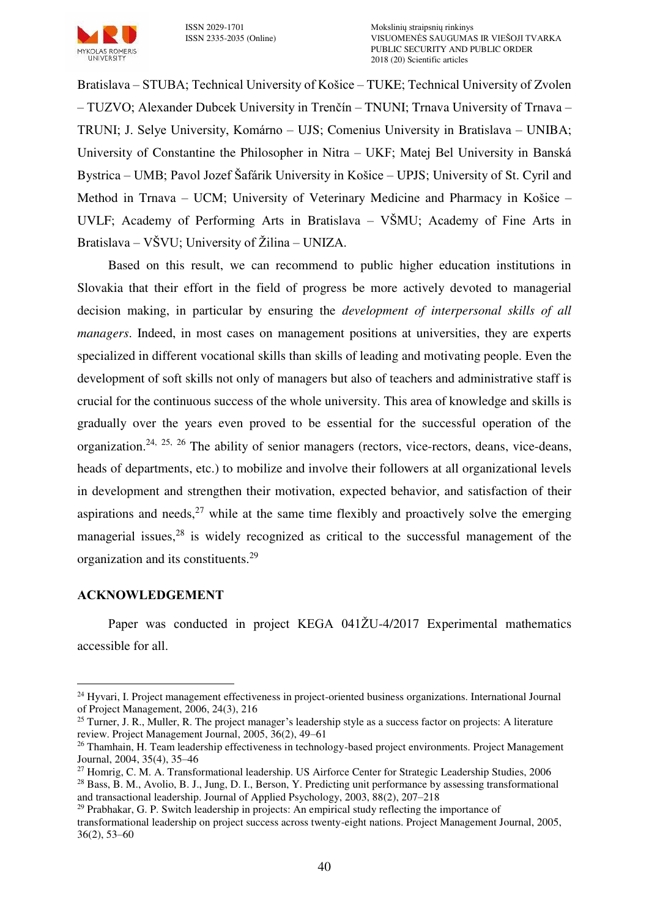Bratislava – STUBA; Technical University of Košice – TUKE; Technical University of Zvolen – TUZVO; Alexander Dubcek University in Trenčín – TNUNI; Trnava University of Trnava – TRUNI; J. Selye University, Komárno – UJS; Comenius University in Bratislava – UNIBA; University of Constantine the Philosopher in Nitra – UKF; Matej Bel University in Banská Bystrica – UMB; Pavol Jozef Šafárik University in Košice – UPJS; University of St. Cyril and Method in Trnava – UCM; University of Veterinary Medicine and Pharmacy in Košice – UVLF; Academy of Performing Arts in Bratislava – VŠMU; Academy of Fine Arts in Bratislava – VŠVU; University of Žilina – UNIZA.

Based on this result, we can recommend to public higher education institutions in Slovakia that their effort in the field of progress be more actively devoted to managerial decision making, in particular by ensuring the *development of interpersonal skills of all managers*. Indeed, in most cases on management positions at universities, they are experts specialized in different vocational skills than skills of leading and motivating people. Even the development of soft skills not only of managers but also of teachers and administrative staff is crucial for the continuous success of the whole university. This area of knowledge and skills is gradually over the years even proved to be essential for the successful operation of the organization.[24, 25, 26] The ability of senior managers (rectors, vice-rectors, deans, vice-deans, heads of departments, etc.) to mobilize and involve their followers at all organizational levels in development and strengthen their motivation, expected behavior, and satisfaction of their aspirations and needs,[27] while at the same time flexibly and proactively solve the emerging managerial issues,[28] is widely recognized as critical to the successful management of the organization and its constituents.[29]

## ACKNOWLEDGEMENT

Paper was conducted in project KEGA 041ŽU-4/2017 Experimental mathematics accessible for all.

---

[24] Hyvari, I. Project management effectiveness in project-oriented business organizations. International Journal of Project Management, 2006, 24(3), 216

[25] Turner, J. R., Muller, R. The project manager's leadership style as a success factor on projects: A literature review. Project Management Journal, 2005, 36(2), 49–61

[26] Thamhain, H. Team leadership effectiveness in technology-based project environments. Project Management Journal, 2004, 35(4), 35–46

[27] Homrig, C. M. A. Transformational leadership. US Airforce Center for Strategic Leadership Studies, 2006

[28] Bass, B. M., Avolio, B. J., Jung, D. I., Berson, Y. Predicting unit performance by assessing transformational and transactional leadership. Journal of Applied Psychology, 2003, 88(2), 207–218

[29] Prabhakar, G. P. Switch leadership in projects: An empirical study reflecting the importance of transformational leadership on project success across twenty-eight nations. Project Management Journal, 2005, 36(2), 53–60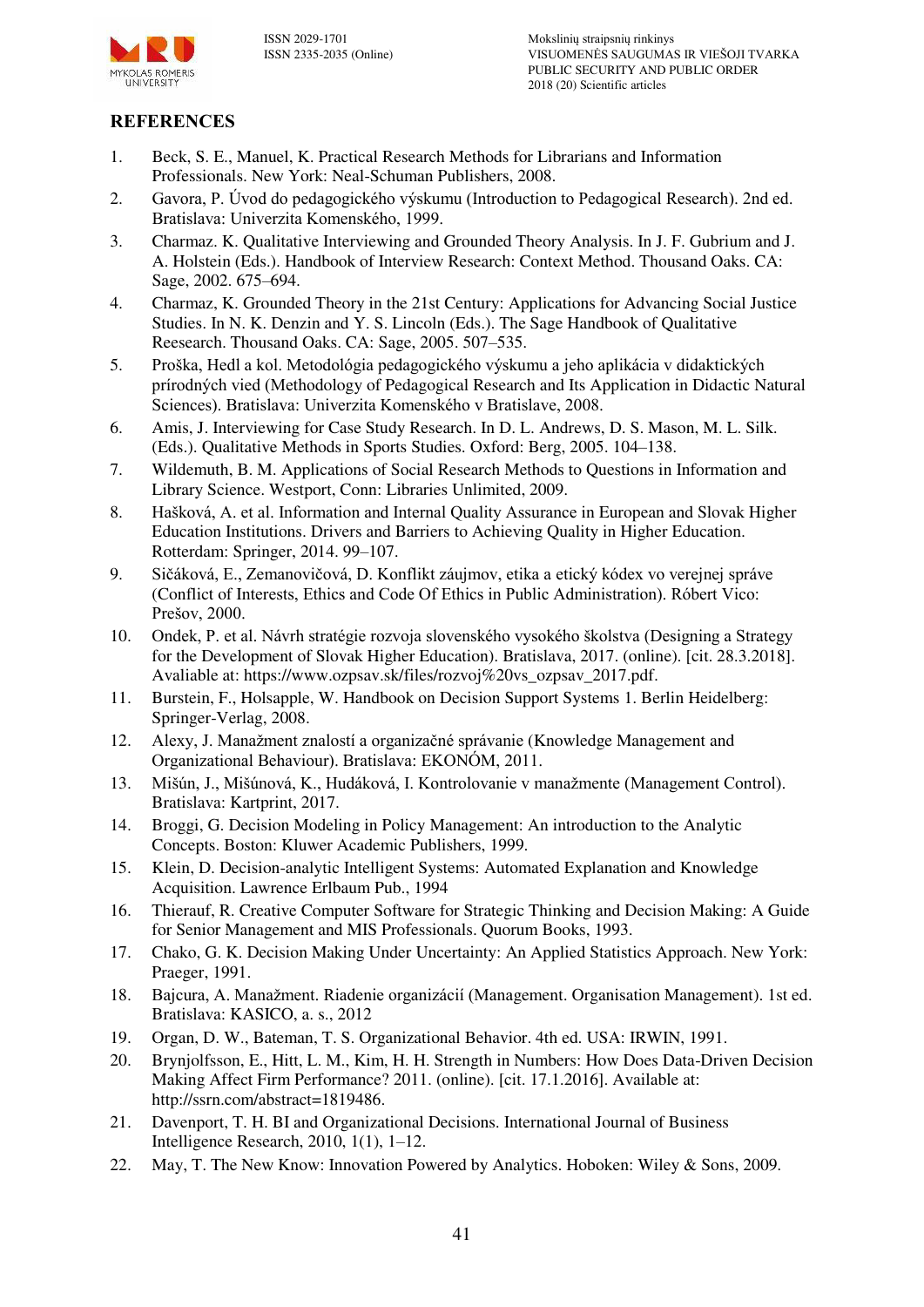## REFERENCES

1. Beck, S. E., Manuel, K. Practical Research Methods for Librarians and Information Professionals. New York: Neal-Schuman Publishers, 2008.
2. Gavora, P. Úvod do pedagogického výskumu (Introduction to Pedagogical Research). 2nd ed. Bratislava: Univerzita Komenského, 1999.
3. Charmaz. K. Qualitative Interviewing and Grounded Theory Analysis. In J. F. Gubrium and J. A. Holstein (Eds.). Handbook of Interview Research: Context Method. Thousand Oaks. CA: Sage, 2002. 675–694.
4. Charmaz, K. Grounded Theory in the 21st Century: Applications for Advancing Social Justice Studies. In N. K. Denzin and Y. S. Lincoln (Eds.). The Sage Handbook of Qualitative Reesearch. Thousand Oaks. CA: Sage, 2005. 507–535.
5. Proška, Hedl a kol. Metodológia pedagogického výskumu a jeho aplikácia v didaktických prírodných vied (Methodology of Pedagogical Research and Its Application in Didactic Natural Sciences). Bratislava: Univerzita Komenského v Bratislave, 2008.
6. Amis, J. Interviewing for Case Study Research. In D. L. Andrews, D. S. Mason, M. L. Silk. (Eds.). Qualitative Methods in Sports Studies. Oxford: Berg, 2005. 104–138.
7. Wildemuth, B. M. Applications of Social Research Methods to Questions in Information and Library Science. Westport, Conn: Libraries Unlimited, 2009.
8. Hašková, A. et al. Information and Internal Quality Assurance in European and Slovak Higher Education Institutions. Drivers and Barriers to Achieving Quality in Higher Education. Rotterdam: Springer, 2014. 99–107.
9. Sičáková, E., Zemanovičová, D. Konflikt záujmov, etika a etický kódex vo verejnej správe (Conflict of Interests, Ethics and Code Of Ethics in Public Administration). Róbert Vico: Prešov, 2000.
10. Ondek, P. et al. Návrh stratégie rozvoja slovenského vysokého školstva (Designing a Strategy for the Development of Slovak Higher Education). Bratislava, 2017. (online). [cit. 28.3.2018]. Avaliable at: https://www.ozpsav.sk/files/rozvoj%20vs_ozpsav_2017.pdf.
11. Burstein, F., Holsapple, W. Handbook on Decision Support Systems 1. Berlin Heidelberg: Springer-Verlag, 2008.
12. Alexy, J. Manažment znalostí a organizačné správanie (Knowledge Management and Organizational Behaviour). Bratislava: EKONÓM, 2011.
13. Mišún, J., Mišúnová, K., Hudáková, I. Kontrolovanie v manažmente (Management Control). Bratislava: Kartprint, 2017.
14. Broggi, G. Decision Modeling in Policy Management: An introduction to the Analytic Concepts. Boston: Kluwer Academic Publishers, 1999.
15. Klein, D. Decision-analytic Intelligent Systems: Automated Explanation and Knowledge Acquisition. Lawrence Erlbaum Pub., 1994
16. Thierauf, R. Creative Computer Software for Strategic Thinking and Decision Making: A Guide for Senior Management and MIS Professionals. Quorum Books, 1993.
17. Chako, G. K. Decision Making Under Uncertainty: An Applied Statistics Approach. New York: Praeger, 1991.
18. Bajcura, A. Manažment. Riadenie organizácií (Management. Organisation Management). 1st ed. Bratislava: KASICO, a. s., 2012
19. Organ, D. W., Bateman, T. S. Organizational Behavior. 4th ed. USA: IRWIN, 1991.
20. Brynjolfsson, E., Hitt, L. M., Kim, H. H. Strength in Numbers: How Does Data-Driven Decision Making Affect Firm Performance? 2011. (online). [cit. 17.1.2016]. Available at: http://ssrn.com/abstract=1819486.
21. Davenport, T. H. BI and Organizational Decisions. International Journal of Business Intelligence Research, 2010, 1(1), 1–12.
22. May, T. The New Know: Innovation Powered by Analytics. Hoboken: Wiley & Sons, 2009.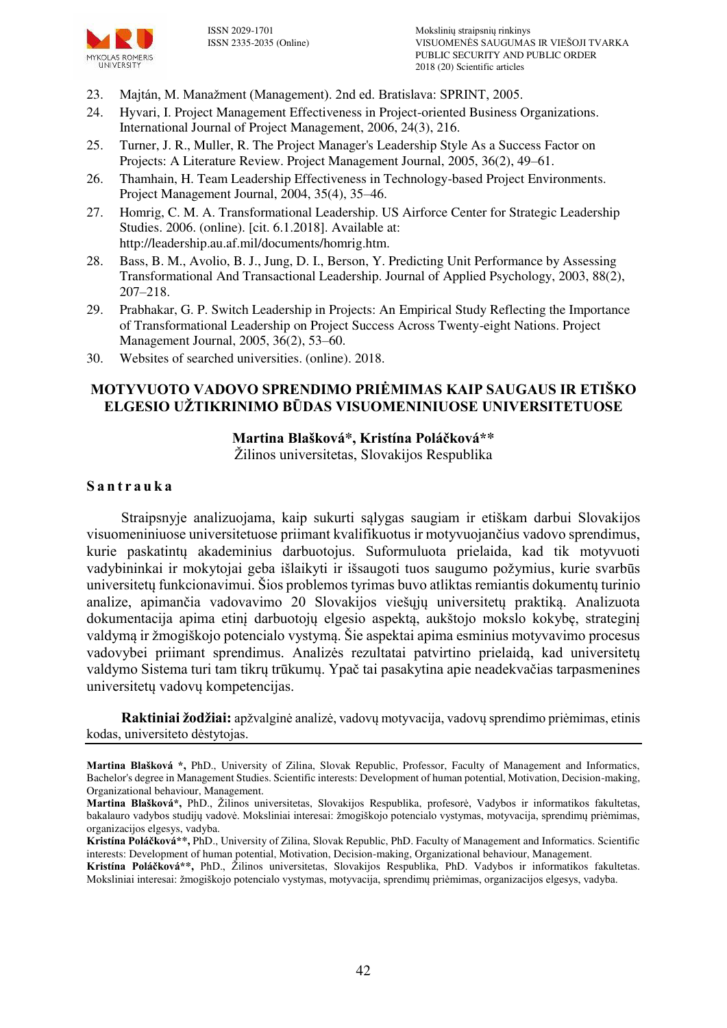23. Majtán, M. Manažment (Management). 2nd ed. Bratislava: SPRINT, 2005.
24. Hyvari, I. Project Management Effectiveness in Project-oriented Business Organizations. International Journal of Project Management, 2006, 24(3), 216.
25. Turner, J. R., Muller, R. The Project Manager's Leadership Style As a Success Factor on Projects: A Literature Review. Project Management Journal, 2005, 36(2), 49–61.
26. Thamhain, H. Team Leadership Effectiveness in Technology-based Project Environments. Project Management Journal, 2004, 35(4), 35–46.
27. Homrig, C. M. A. Transformational Leadership. US Airforce Center for Strategic Leadership Studies. 2006. (online). [cit. 6.1.2018]. Available at: http://leadership.au.af.mil/documents/homrig.htm.
28. Bass, B. M., Avolio, B. J., Jung, D. I., Berson, Y. Predicting Unit Performance by Assessing Transformational And Transactional Leadership. Journal of Applied Psychology, 2003, 88(2), 207–218.
29. Prabhakar, G. P. Switch Leadership in Projects: An Empirical Study Reflecting the Importance of Transformational Leadership on Project Success Across Twenty-eight Nations. Project Management Journal, 2005, 36(2), 53–60.
30. Websites of searched universities. (online). 2018.

# MOTYVUOTO VADOVO SPRENDIMO PRIĖMIMAS KAIP SAUGAUS IR ETIŠKO ELGESIO UŽTIKRINIMO BŪDAS VISUOMENINIUOSE UNIVERSITETUOSE

**Martina Blašková\*, Kristína Poláčková\*\***

Žilinos universitetas, Slovakijos Respublika

## Santrauka

Straipsnyje analizuojama, kaip sukurti sąlygas saugiam ir etiškam darbui Slovakijos visuomeniniuose universitetuose priimant kvalifikuotus ir motyvuojančius vadovo sprendimus, kurie paskatintų akademinius darbuotojus. Suformuluota prielaida, kad tik motyvuoti vadybininkai ir mokytojai geba išlaikyti ir išsaugoti tuos saugumo požymius, kurie svarbūs universitetų funkcionavimui. Šios problemos tyrimas buvo atliktas remiantis dokumentų turinio analize, apimančia vadovavimo 20 Slovakijos viešųjų universitetų praktiką. Analizuota dokumentacija apima etinį darbuotojų elgesio aspektą, aukštojo mokslo kokybę, strateginį valdymą ir žmogiškojo potencialo vystymą. Šie aspektai apima esminius motyvavimo procesus vadovybei priimant sprendimus. Analizės rezultatai patvirtino prielaidą, kad universitetų valdymo Sistema turi tam tikrų trūkumų. Ypač tai pasakytina apie neadekvačias tarpasmenines universitetų vadovų kompetencijas.

**Raktiniai žodžiai:** apžvalginė analizė, vadovų motyvacija, vadovų sprendimo priėmimas, etinis kodas, universiteto dėstytojas.

---

**Martina Blašková \*,** PhD., University of Zilina, Slovak Republic, Professor, Faculty of Management and Informatics, Bachelor's degree in Management Studies. Scientific interests: Development of human potential, Motivation, Decision-making, Organizational behaviour, Management.

**Martina Blašková\*,** PhD., Žilinos universitetas, Slovakijos Respublika, profesorė, Vadybos ir informatikos fakultetas, bakalauro vadybos studijų vadovė. Moksliniai interesai: žmogiškojo potencialo vystymas, motyvacija, sprendimų priėmimas, organizacijos elgesys, vadyba.

**Kristína Poláčková\*\*,** PhD., University of Zilina, Slovak Republic, PhD. Faculty of Management and Informatics. Scientific interests: Development of human potential, Motivation, Decision-making, Organizational behaviour, Management.

**Kristína Poláčková\*\*,** PhD., Žilinos universitetas, Slovakijos Respublika, PhD. Vadybos ir informatikos fakultetas. Moksliniai interesai: žmogiškojo potencialo vystymas, motyvacija, sprendimų priėmimas, organizacijos elgesys, vadyba.